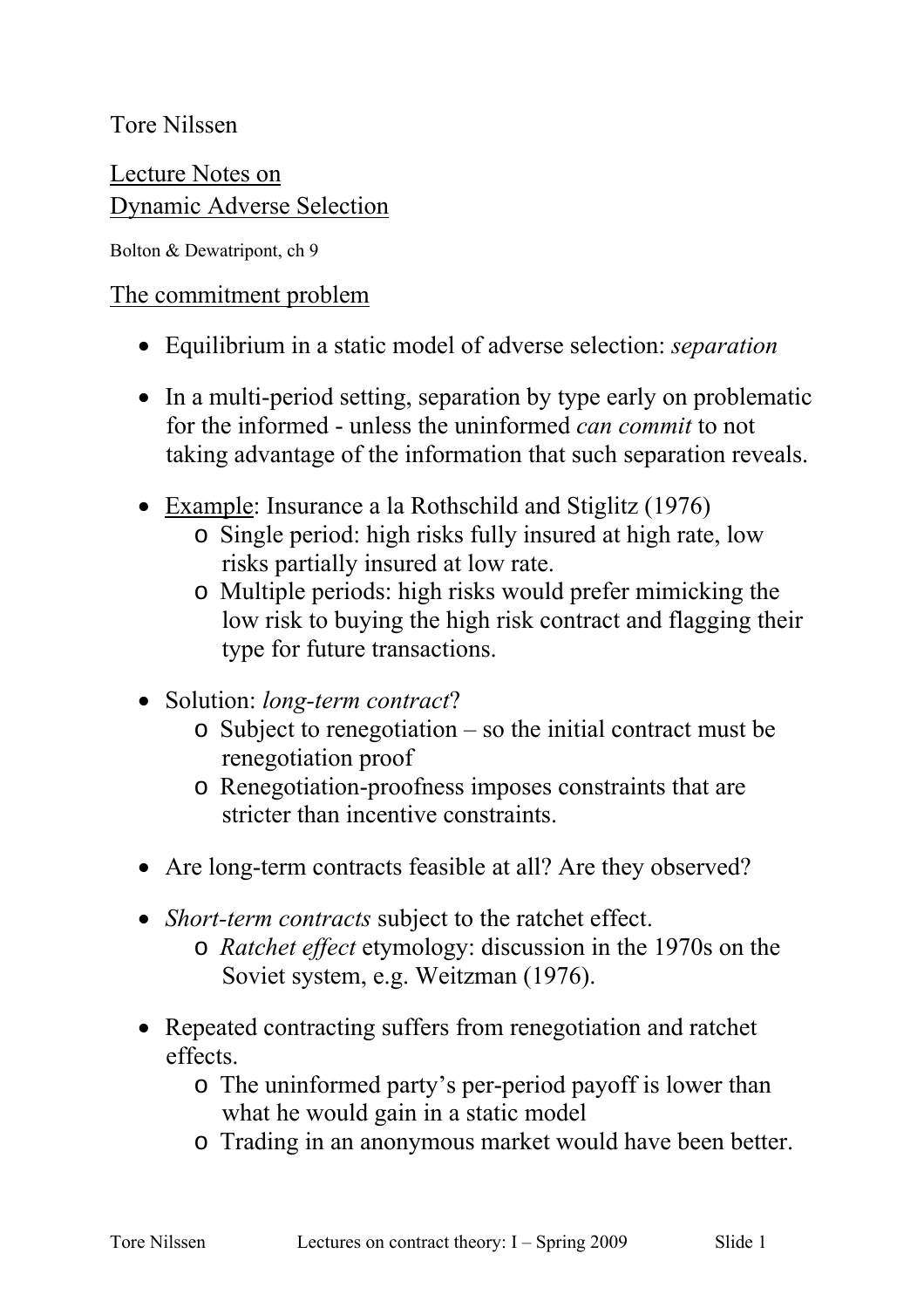Tore Nilssen

# Lecture Notes on Dynamic Adverse Selection

Bolton & Dewatripont, ch 9

## The commitment problem

- Equilibrium in a static model of adverse selection: *separation*

- In a multi-period setting, separation by type early on problematic for the informed - unless the uninformed *can commit* to not taking advantage of the information that such separation reveals.

- Example: Insurance a la Rothschild and Stiglitz (1976)
  - Single period: high risks fully insured at high rate, low risks partially insured at low rate.
  - Multiple periods: high risks would prefer mimicking the low risk to buying the high risk contract and flagging their type for future transactions.

- Solution: *long-term contract*?
  - Subject to renegotiation – so the initial contract must be renegotiation proof
  - Renegotiation-proofness imposes constraints that are stricter than incentive constraints.

- Are long-term contracts feasible at all? Are they observed?

- *Short-term contracts* subject to the ratchet effect.
  - *Ratchet effect* etymology: discussion in the 1970s on the Soviet system, e.g. Weitzman (1976).

- Repeated contracting suffers from renegotiation and ratchet effects.
  - The uninformed party's per-period payoff is lower than what he would gain in a static model
  - Trading in an anonymous market would have been better.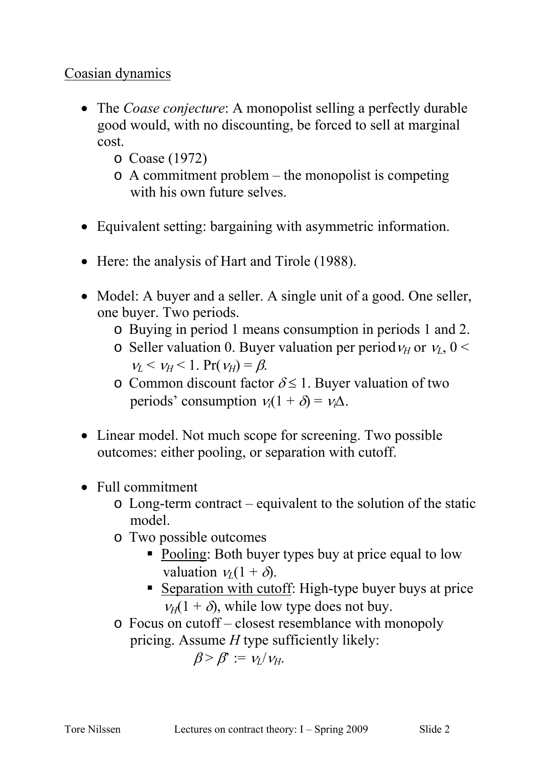Coasian dynamics

- The *Coase conjecture*: A monopolist selling a perfectly durable good would, with no discounting, be forced to sell at marginal cost.
  - Coase (1972)
  - A commitment problem – the monopolist is competing with his own future selves.

- Equivalent setting: bargaining with asymmetric information.

- Here: the analysis of Hart and Tirole (1988).

- Model: A buyer and a seller. A single unit of a good. One seller, one buyer. Two periods.
  - Buying in period 1 means consumption in periods 1 and 2.
  - Seller valuation 0. Buyer valuation per period $v_H$ or $v_L$, $0 < v_L < v_H < 1$. $\Pr(v_H) = \beta$.
  - Common discount factor $\delta \leq 1$. Buyer valuation of two periods' consumption $v_i(1 + \delta) = v_i\Delta$.

- Linear model. Not much scope for screening. Two possible outcomes: either pooling, or separation with cutoff.

- Full commitment
  - Long-term contract – equivalent to the solution of the static model.
  - Two possible outcomes
    - Pooling: Both buyer types buy at price equal to low valuation $v_L(1 + \delta)$.
    - Separation with cutoff: High-type buyer buys at price $v_H(1 + \delta)$, while low type does not buy.
  - Focus on cutoff – closest resemblance with monopoly pricing. Assume $H$ type sufficiently likely:
  
    $$\beta > \beta^{*} := v_L/v_H.$$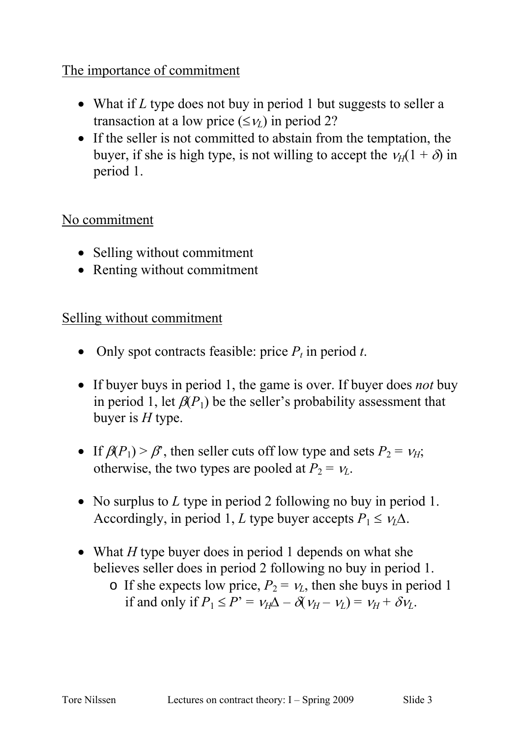The importance of commitment

- What if $L$ type does not buy in period 1 but suggests to seller a transaction at a low price ($\leq v_L$) in period 2?
- If the seller is not committed to abstain from the temptation, the buyer, if she is high type, is not willing to accept the $v_H(1 + \delta)$ in period 1.

No commitment

- Selling without commitment
- Renting without commitment

Selling without commitment

- Only spot contracts feasible: price $P_t$ in period $t$.
- If buyer buys in period 1, the game is over. If buyer does *not* buy in period 1, let $\beta(P_1)$ be the seller's probability assessment that buyer is $H$ type.
- If $\beta(P_1) > \beta'$, then seller cuts off low type and sets $P_2 = v_H$; otherwise, the two types are pooled at $P_2 = v_L$.
- No surplus to $L$ type in period 2 following no buy in period 1. Accordingly, in period 1, $L$ type buyer accepts $P_1 \leq v_L\Delta$.
- What $H$ type buyer does in period 1 depends on what she believes seller does in period 2 following no buy in period 1.
  - If she expects low price, $P_2 = v_L$, then she buys in period 1 if and only if $P_1 \leq P' = v_H\Delta - \delta(v_H - v_L) = v_H + \delta v_L$.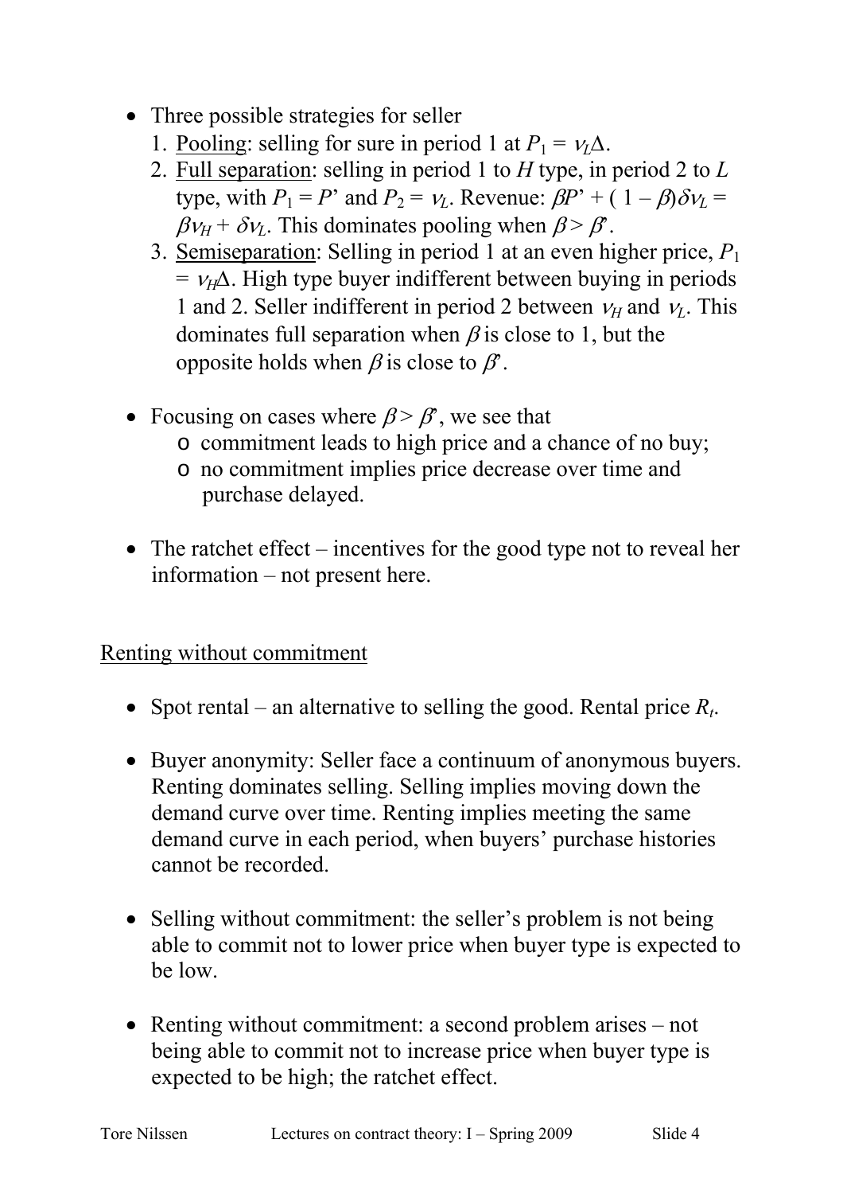- Three possible strategies for seller
  1. Pooling: selling for sure in period 1 at $P_1 = v_L\Delta$.
  2. Full separation: selling in period 1 to $H$ type, in period 2 to $L$ type, with $P_1 = P'$ and $P_2 = v_L$. Revenue: $\beta P' + (1 - \beta)\delta v_L = \beta v_H + \delta v_L$. This dominates pooling when $\beta > \beta'$.
  3. Semiseparation: Selling in period 1 at an even higher price, $P_1 = v_H\Delta$. High type buyer indifferent between buying in periods 1 and 2. Seller indifferent in period 2 between $v_H$ and $v_L$. This dominates full separation when $\beta$ is close to 1, but the opposite holds when $\beta$ is close to $\beta'$.

- Focusing on cases where $\beta > \beta'$, we see that
  - commitment leads to high price and a chance of no buy;
  - no commitment implies price decrease over time and purchase delayed.

- The ratchet effect – incentives for the good type not to reveal her information – not present here.

Renting without commitment

- Spot rental – an alternative to selling the good. Rental price $R_t$.

- Buyer anonymity: Seller face a continuum of anonymous buyers. Renting dominates selling. Selling implies moving down the demand curve over time. Renting implies meeting the same demand curve in each period, when buyers' purchase histories cannot be recorded.

- Selling without commitment: the seller's problem is not being able to commit not to lower price when buyer type is expected to be low.

- Renting without commitment: a second problem arises – not being able to commit not to increase price when buyer type is expected to be high; the ratchet effect.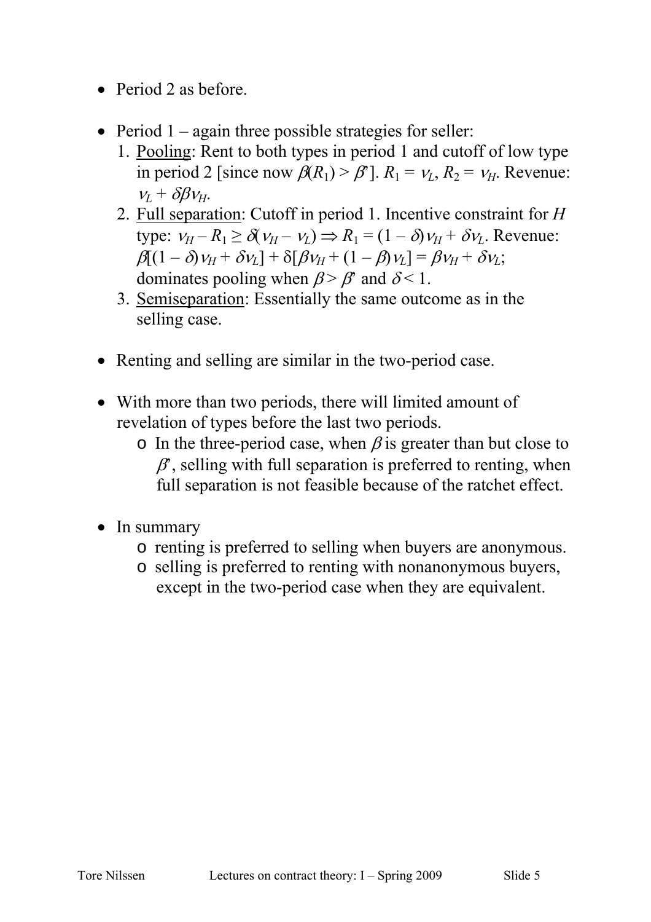- Period 2 as before.

- Period 1 – again three possible strategies for seller:
  1. Pooling: Rent to both types in period 1 and cutoff of low type in period 2 [since now $\beta(R_1) > \beta^*$]. $R_1 = v_L$, $R_2 = v_H$. Revenue: $v_L + \delta\beta v_H$.
  2. Full separation: Cutoff in period 1. Incentive constraint for $H$ type: $v_H - R_1 \geq \delta(v_H - v_L) \Rightarrow R_1 = (1 - \delta)v_H + \delta v_L$. Revenue: $\beta[(1 - \delta)v_H + \delta v_L] + \delta[\beta v_H + (1 - \beta)v_L] = \beta v_H + \delta v_L$; dominates pooling when $\beta > \beta^*$ and $\delta < 1$.
  3. Semiseparation: Essentially the same outcome as in the selling case.

- Renting and selling are similar in the two-period case.

- With more than two periods, there will limited amount of revelation of types before the last two periods.
  - In the three-period case, when $\beta$ is greater than but close to $\beta^*$, selling with full separation is preferred to renting, when full separation is not feasible because of the ratchet effect.

- In summary
  - renting is preferred to selling when buyers are anonymous.
  - selling is preferred to renting with nonanonymous buyers, except in the two-period case when they are equivalent.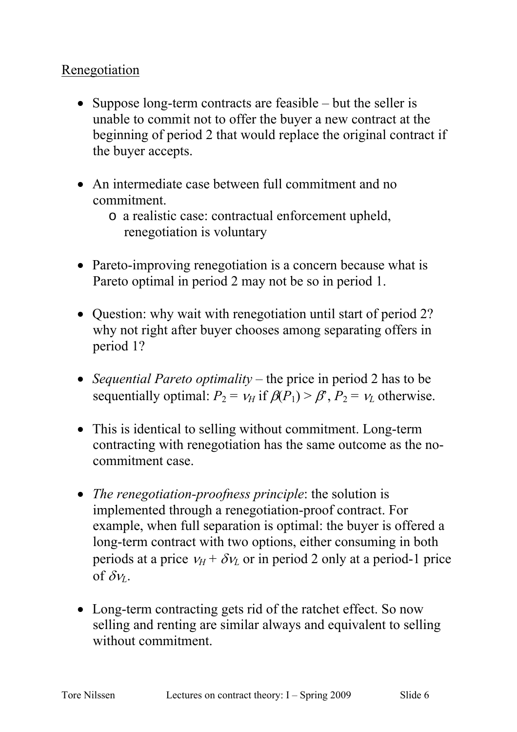## Renegotiation

- Suppose long-term contracts are feasible – but the seller is unable to commit not to offer the buyer a new contract at the beginning of period 2 that would replace the original contract if the buyer accepts.

- An intermediate case between full commitment and no commitment.
    - a realistic case: contractual enforcement upheld, renegotiation is voluntary

- Pareto-improving renegotiation is a concern because what is Pareto optimal in period 2 may not be so in period 1.

- Question: why wait with renegotiation until start of period 2? why not right after buyer chooses among separating offers in period 1?

- *Sequential Pareto optimality* – the price in period 2 has to be sequentially optimal: $P_2 = v_H$ if $\beta(P_1) > \beta^*$, $P_2 = v_L$ otherwise.

- This is identical to selling without commitment. Long-term contracting with renegotiation has the same outcome as the no-commitment case.

- *The renegotiation-proofness principle*: the solution is implemented through a renegotiation-proof contract. For example, when full separation is optimal: the buyer is offered a long-term contract with two options, either consuming in both periods at a price $v_H + \delta v_L$ or in period 2 only at a period-1 price of $\delta v_L$.

- Long-term contracting gets rid of the ratchet effect. So now selling and renting are similar always and equivalent to selling without commitment.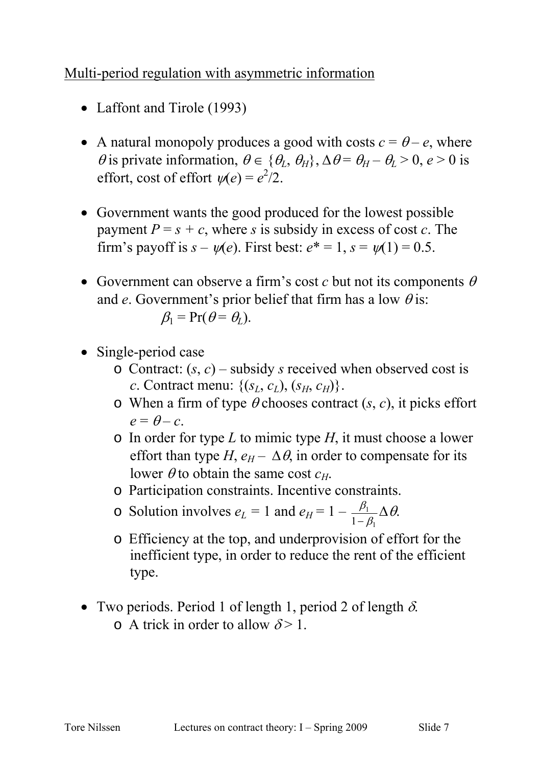Multi-period regulation with asymmetric information

- Laffont and Tirole (1993)

- A natural monopoly produces a good with costs $c = \theta - e$, where $\theta$ is private information, $\theta \in \{\theta_L, \theta_H\}$, $\Delta\theta = \theta_H - \theta_L > 0$, $e > 0$ is effort, cost of effort $\psi(e) = e^2/2$.

- Government wants the good produced for the lowest possible payment $P = s + c$, where $s$ is subsidy in excess of cost $c$. The firm's payoff is $s - \psi(e)$. First best: $e^* = 1$, $s = \psi(1) = 0.5$.

- Government can observe a firm's cost $c$ but not its components $\theta$ and $e$. Government's prior belief that firm has a low $\theta$ is:
  $$\beta_1 = \Pr(\theta = \theta_L).$$

- Single-period case
  - Contract: $(s, c)$ – subsidy $s$ received when observed cost is $c$. Contract menu: $\{(s_L, c_L), (s_H, c_H)\}$.
  - When a firm of type $\theta$ chooses contract $(s, c)$, it picks effort $e = \theta - c$.
  - In order for type $L$ to mimic type $H$, it must choose a lower effort than type $H$, $e_H - \Delta\theta$, in order to compensate for its lower $\theta$ to obtain the same cost $c_H$.
  - Participation constraints. Incentive constraints.
  - Solution involves $e_L = 1$ and $e_H = 1 - \frac{\beta_1}{1-\beta_1}\Delta\theta$.
  - Efficiency at the top, and underprovision of effort for the inefficient type, in order to reduce the rent of the efficient type.

- Two periods. Period 1 of length 1, period 2 of length $\delta$.
  - A trick in order to allow $\delta > 1$.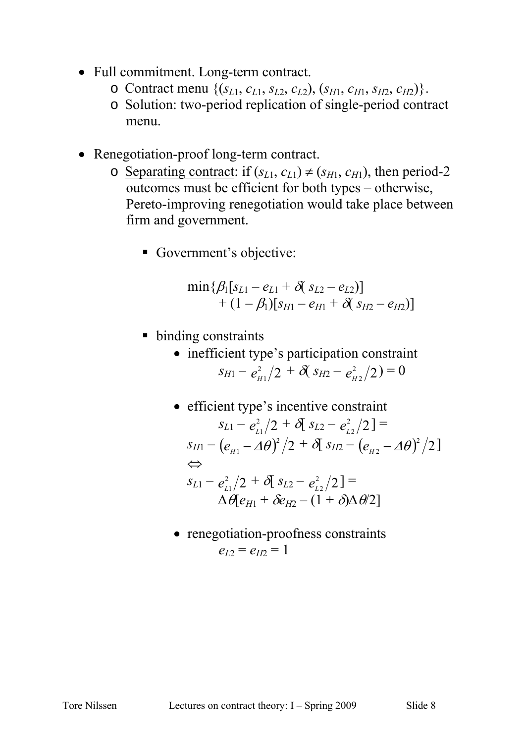- Full commitment. Long-term contract.
  - Contract menu $\{(s_{L1}, c_{L1}, s_{L2}, c_{L2}), (s_{H1}, c_{H1}, s_{H2}, c_{H2})\}$.
  - Solution: two-period replication of single-period contract menu.

- Renegotiation-proof long-term contract.
  - Separating contract: if $(s_{L1}, c_{L1}) \neq (s_{H1}, c_{H1})$, then period-2 outcomes must be efficient for both types – otherwise, Pereto-improving renegotiation would take place between firm and government.

    - Government's objective:

$$\min\{\beta_1[s_{L1} - e_{L1} + \delta(s_{L2} - e_{L2})] + (1 - \beta_1)[s_{H1} - e_{H1} + \delta(s_{H2} - e_{H2})]$$

    - binding constraints
      - inefficient type's participation constraint

$$s_{H1} - e_{H1}^2/2 + \delta(s_{H2} - e_{H2}^2/2) = 0$$

      - efficient type's incentive constraint

$$s_{L1} - e_{L1}^2/2 + \delta[s_{L2} - e_{L2}^2/2] = s_{H1} - (e_{H1} - \Delta\theta)^2/2 + \delta[s_{H2} - (e_{H2} - \Delta\theta)^2/2]$$

$$\Leftrightarrow$$

$$s_{L1} - e_{L1}^2/2 + \delta[s_{L2} - e_{L2}^2/2] = \Delta\theta[e_{H1} + \delta e_{H2} - (1 + \delta)\Delta\theta/2]$$

      - renegotiation-proofness constraints

$$e_{L2} = e_{H2} = 1$$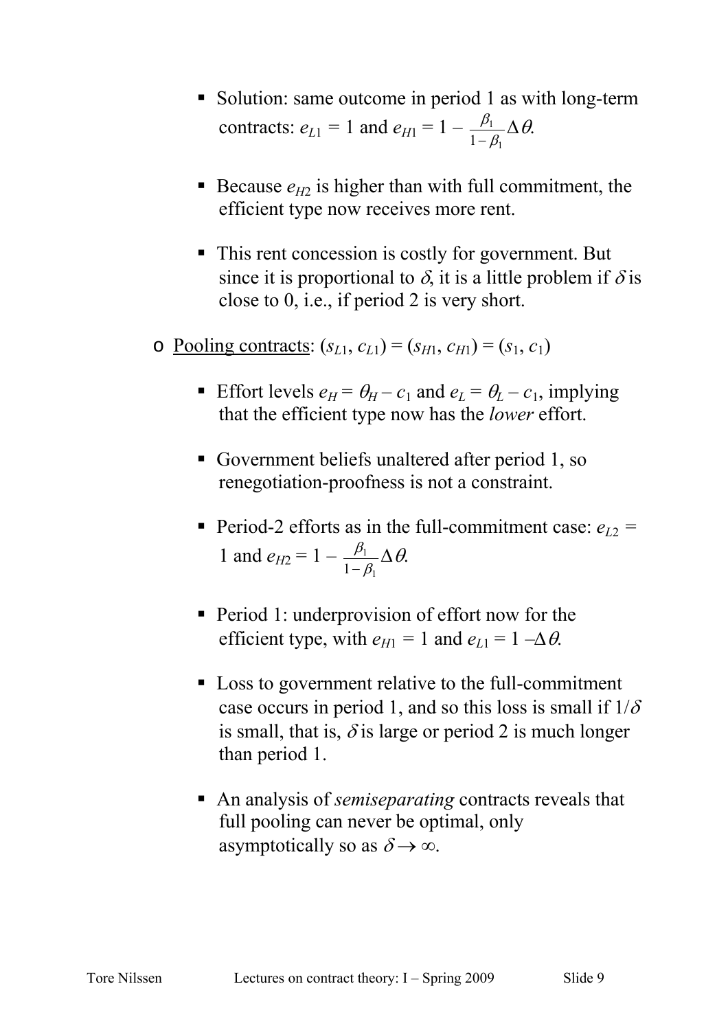- Solution: same outcome in period 1 as with long-term contracts: $e_{L1} = 1$ and $e_{H1} = 1 - \frac{\beta_1}{1-\beta_1}\Delta\theta$.

- Because $e_{H2}$ is higher than with full commitment, the efficient type now receives more rent.

- This rent concession is costly for government. But since it is proportional to $\delta$, it is a little problem if $\delta$ is close to 0, i.e., if period 2 is very short.

- <u>Pooling contracts</u>: $(s_{L1}, c_{L1}) = (s_{H1}, c_{H1}) = (s_1, c_1)$

  - Effort levels $e_H = \theta_H - c_1$ and $e_L = \theta_L - c_1$, implying that the efficient type now has the *lower* effort.

  - Government beliefs unaltered after period 1, so renegotiation-proofness is not a constraint.

  - Period-2 efforts as in the full-commitment case: $e_{L2} = 1$ and $e_{H2} = 1 - \frac{\beta_1}{1-\beta_1}\Delta\theta$.

  - Period 1: underprovision of effort now for the efficient type, with $e_{H1} = 1$ and $e_{L1} = 1 - \Delta\theta$.

  - Loss to government relative to the full-commitment case occurs in period 1, and so this loss is small if $1/\delta$ is small, that is, $\delta$ is large or period 2 is much longer than period 1.

  - An analysis of *semiseparating* contracts reveals that full pooling can never be optimal, only asymptotically so as $\delta \to \infty$.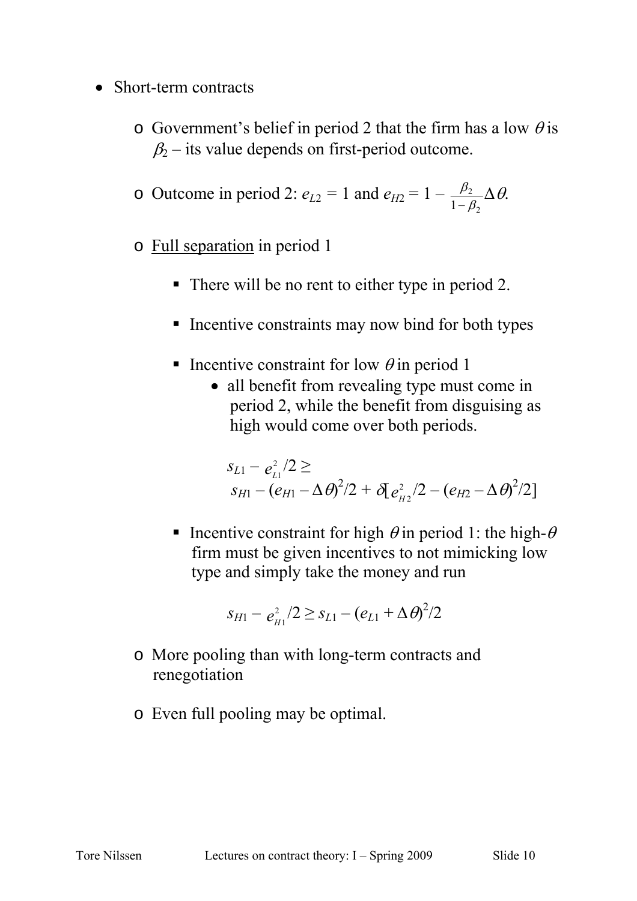- Short-term contracts

  - Government's belief in period 2 that the firm has a low $\theta$ is $\beta_2$ – its value depends on first-period outcome.

  - Outcome in period 2: $e_{L2} = 1$ and $e_{H2} = 1 - \frac{\beta_2}{1-\beta_2}\Delta\theta$.

  - <u>Full separation</u> in period 1

    - There will be no rent to either type in period 2.

    - Incentive constraints may now bind for both types

    - Incentive constraint for low $\theta$ in period 1
      - all benefit from revealing type must come in period 2, while the benefit from disguising as high would come over both periods.

      $$s_{L1} - e_{L1}^2/2 \geq$$
      $$s_{H1} - (e_{H1} - \Delta\theta)^2/2 + \delta[e_{H2}^2/2 - (e_{H2} - \Delta\theta)^2/2]$$

    - Incentive constraint for high $\theta$ in period 1: the high-$\theta$ firm must be given incentives to not mimicking low type and simply take the money and run

      $$s_{H1} - e_{H1}^2/2 \geq s_{L1} - (e_{L1} + \Delta\theta)^2/2$$

  - More pooling than with long-term contracts and renegotiation

  - Even full pooling may be optimal.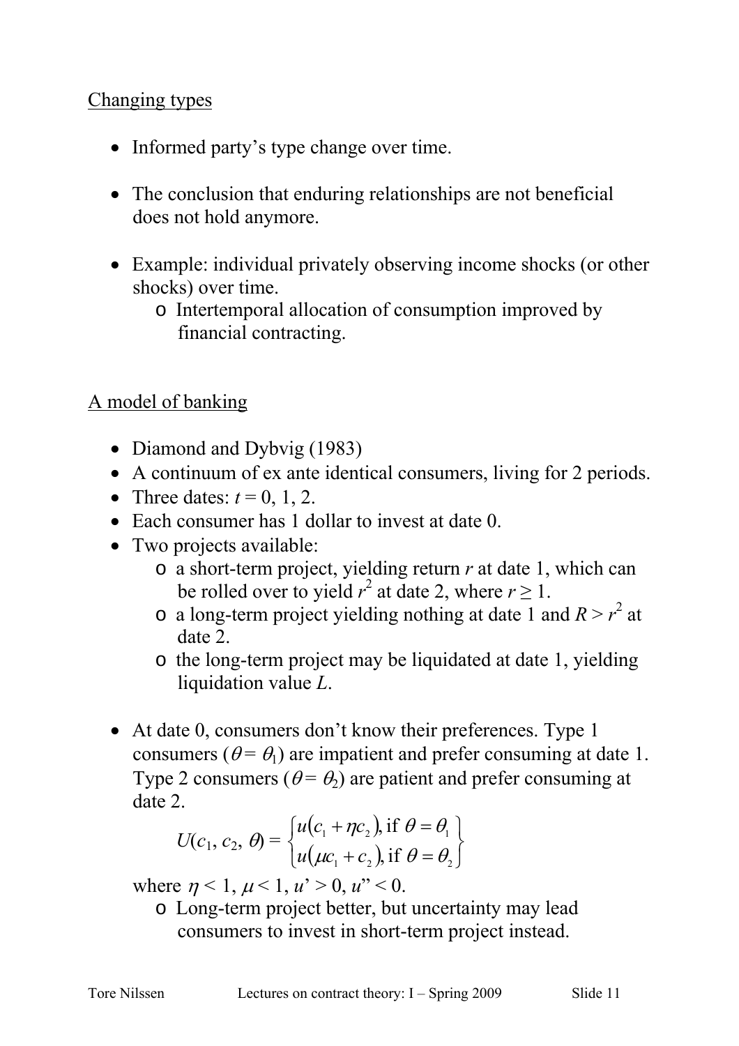<u>Changing types</u>

- Informed party's type change over time.

- The conclusion that enduring relationships are not beneficial does not hold anymore.

- Example: individual privately observing income shocks (or other shocks) over time.
  - Intertemporal allocation of consumption improved by financial contracting.

<u>A model of banking</u>

- Diamond and Dybvig (1983)
- A continuum of ex ante identical consumers, living for 2 periods.
- Three dates: $t = 0, 1, 2$.
- Each consumer has 1 dollar to invest at date 0.
- Two projects available:
  - a short-term project, yielding return $r$ at date 1, which can be rolled over to yield $r^2$ at date 2, where $r \geq 1$.
  - a long-term project yielding nothing at date 1 and $R > r^2$ at date 2.
  - the long-term project may be liquidated at date 1, yielding liquidation value $L$.

- At date 0, consumers don't know their preferences. Type 1 consumers ($\theta = \theta_1$) are impatient and prefer consuming at date 1. Type 2 consumers ($\theta = \theta_2$) are patient and prefer consuming at date 2.

$$U(c_1, c_2, \theta) = \begin{cases} u(c_1 + \eta c_2), \text{if } \theta = \theta_1 \\ u(\mu c_1 + c_2), \text{if } \theta = \theta_2 \end{cases}$$

  where $\eta < 1$, $\mu < 1$, $u' > 0$, $u'' < 0$.
  - Long-term project better, but uncertainty may lead consumers to invest in short-term project instead.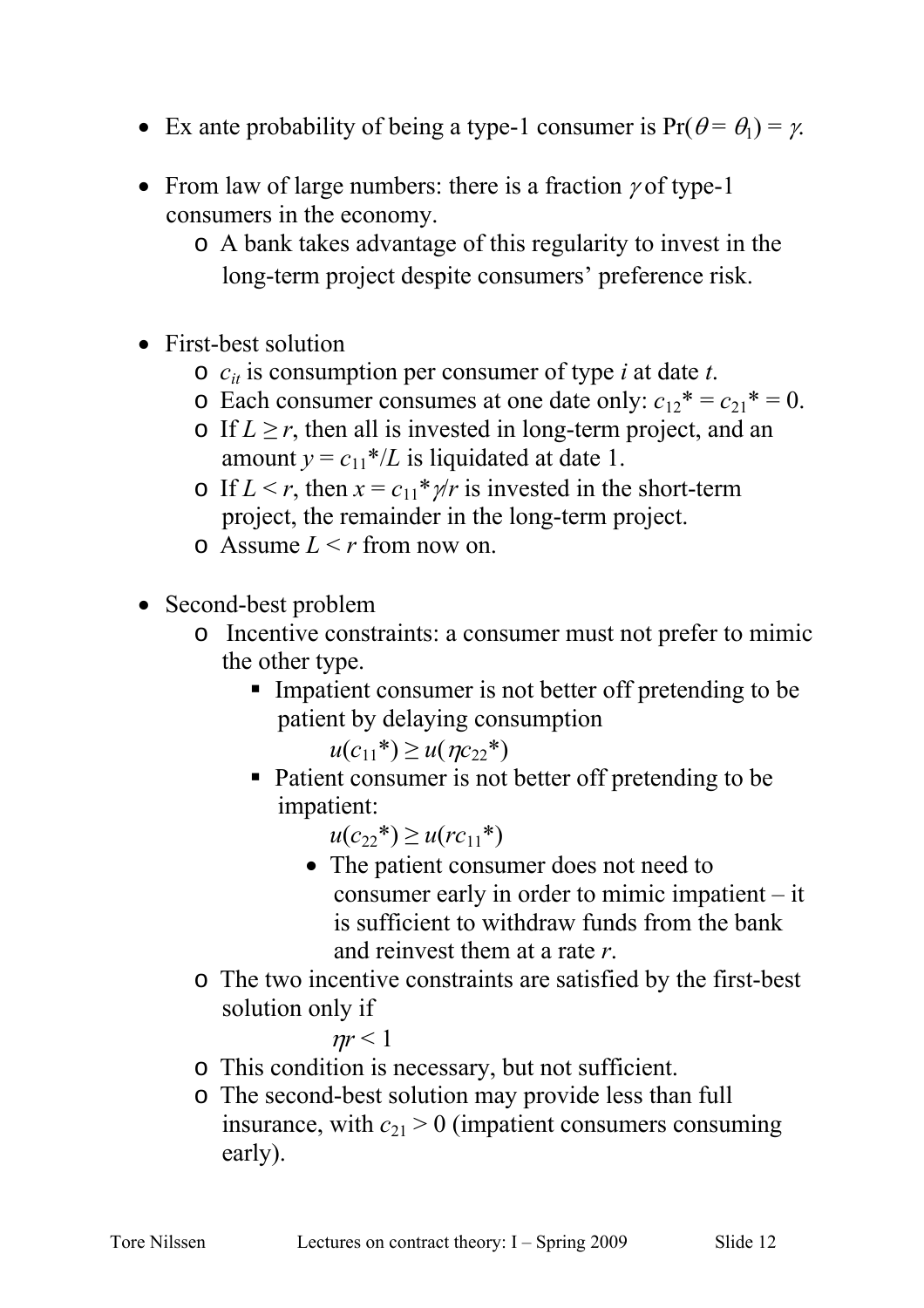- Ex ante probability of being a type-1 consumer is $\Pr(\theta = \theta_1) = \gamma$.

- From law of large numbers: there is a fraction $\gamma$ of type-1 consumers in the economy.
  - A bank takes advantage of this regularity to invest in the long-term project despite consumers' preference risk.

- First-best solution
  - $c_{it}$ is consumption per consumer of type $i$ at date $t$.
  - Each consumer consumes at one date only: $c_{12}^* = c_{21}^* = 0$.
  - If $L \geq r$, then all is invested in long-term project, and an amount $y = c_{11}^*/L$ is liquidated at date 1.
  - If $L < r$, then $x = c_{11}^*\gamma/r$ is invested in the short-term project, the remainder in the long-term project.
  - Assume $L < r$ from now on.

- Second-best problem
  - Incentive constraints: a consumer must not prefer to mimic the other type.
    - Impatient consumer is not better off pretending to be patient by delaying consumption

      $$u(c_{11}^*) \geq u(\eta c_{22}^*)$$

    - Patient consumer is not better off pretending to be impatient:

      $$u(c_{22}^*) \geq u(rc_{11}^*)$$

      - The patient consumer does not need to consumer early in order to mimic impatient – it is sufficient to withdraw funds from the bank and reinvest them at a rate $r$.
  - The two incentive constraints are satisfied by the first-best solution only if

    $$\eta r < 1$$

  - This condition is necessary, but not sufficient.
  - The second-best solution may provide less than full insurance, with $c_{21} > 0$ (impatient consumers consuming early).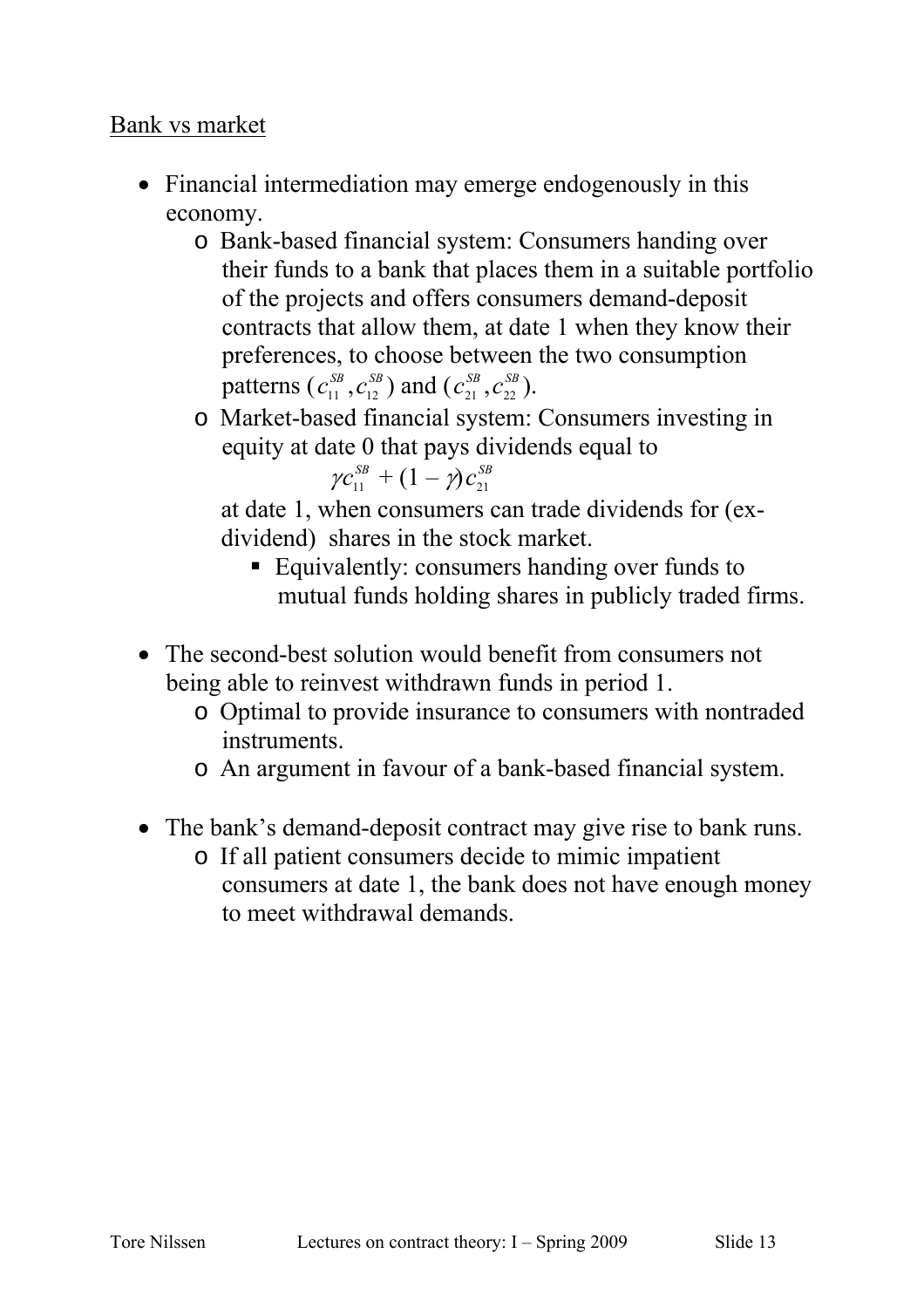<u>Bank vs market</u>

- Financial intermediation may emerge endogenously in this economy.
  - Bank-based financial system: Consumers handing over their funds to a bank that places them in a suitable portfolio of the projects and offers consumers demand-deposit contracts that allow them, at date 1 when they know their preferences, to choose between the two consumption patterns $(c_{11}^{SB}, c_{12}^{SB})$ and $(c_{21}^{SB}, c_{22}^{SB})$.
  - Market-based financial system: Consumers investing in equity at date 0 that pays dividends equal to

    $$\gamma c_{11}^{SB} + (1-\gamma) c_{21}^{SB}$$

    at date 1, when consumers can trade dividends for (ex-dividend) shares in the stock market.
    - Equivalently: consumers handing over funds to mutual funds holding shares in publicly traded firms.

- The second-best solution would benefit from consumers not being able to reinvest withdrawn funds in period 1.
  - Optimal to provide insurance to consumers with nontraded instruments.
  - An argument in favour of a bank-based financial system.

- The bank's demand-deposit contract may give rise to bank runs.
  - If all patient consumers decide to mimic impatient consumers at date 1, the bank does not have enough money to meet withdrawal demands.